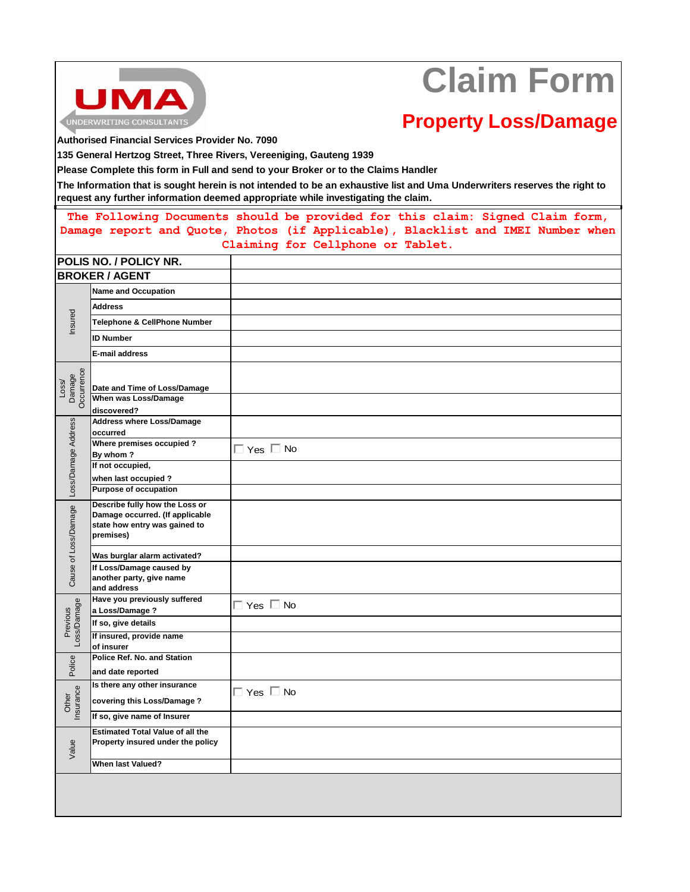UMA
UNDERWRITING CONSULTANTS

# Claim Form

## Property Loss/Damage

**Authorised Financial Services Provider No. 7090**

**135 General Hertzog Street, Three Rivers, Vereeniging, Gauteng 1939**

**Please Complete this form in Full and send to your Broker or to the Claims Handler**

**The Information that is sought herein is not intended to be an exhaustive list and Uma Underwriters reserves the right to request any further information deemed appropriate while investigating the claim.**

**The Following Documents should be provided for this claim: Signed Claim form, Damage report and Quote, Photos (if Applicable), Blacklist and IMEI Number when Claiming for Cellphone or Tablet.**

| | | |
|---|---|---|
| **POLIS NO. / POLICY NR.** | | |
| **BROKER / AGENT** | | |
| Insured | **Name and Occupation** | |
| | **Address** | |
| | **Telephone & CellPhone Number** | |
| | **ID Number** | |
| | **E-mail address** | |
| Loss/ Damage Occurrence | **Date and Time of Loss/Damage** | |
| | **When was Loss/Damage discovered?** | |
| Loss/Damage Address | **Address where Loss/Damage occurred** | |
| | **Where premises occupied ? By whom ?** | ☐ Yes ☐ No |
| | **If not occupied, when last occupied ?** | |
| | **Purpose of occupation** | |
| Cause of Loss/Damage | **Describe fully how the Loss or Damage occurred. (If applicable state how entry was gained to premises)** | |
| | **Was burglar alarm activated?** | |
| | **If Loss/Damage caused by another party, give name and address** | |
| Previous Loss/Damage | **Have you previously suffered a Loss/Damage ?** | ☐ Yes ☐ No |
| | **If so, give details** | |
| | **If insured, provide name of insurer** | |
| Police | **Police Ref. No. and Station and date reported** | |
| Other Insurance | **Is there any other insurance covering this Loss/Damage ?** | ☐ Yes ☐ No |
| | **If so, give name of Insurer** | |
| Value | **Estimated Total Value of all the Property insured under the policy** | |
| | **When last Valued?** | |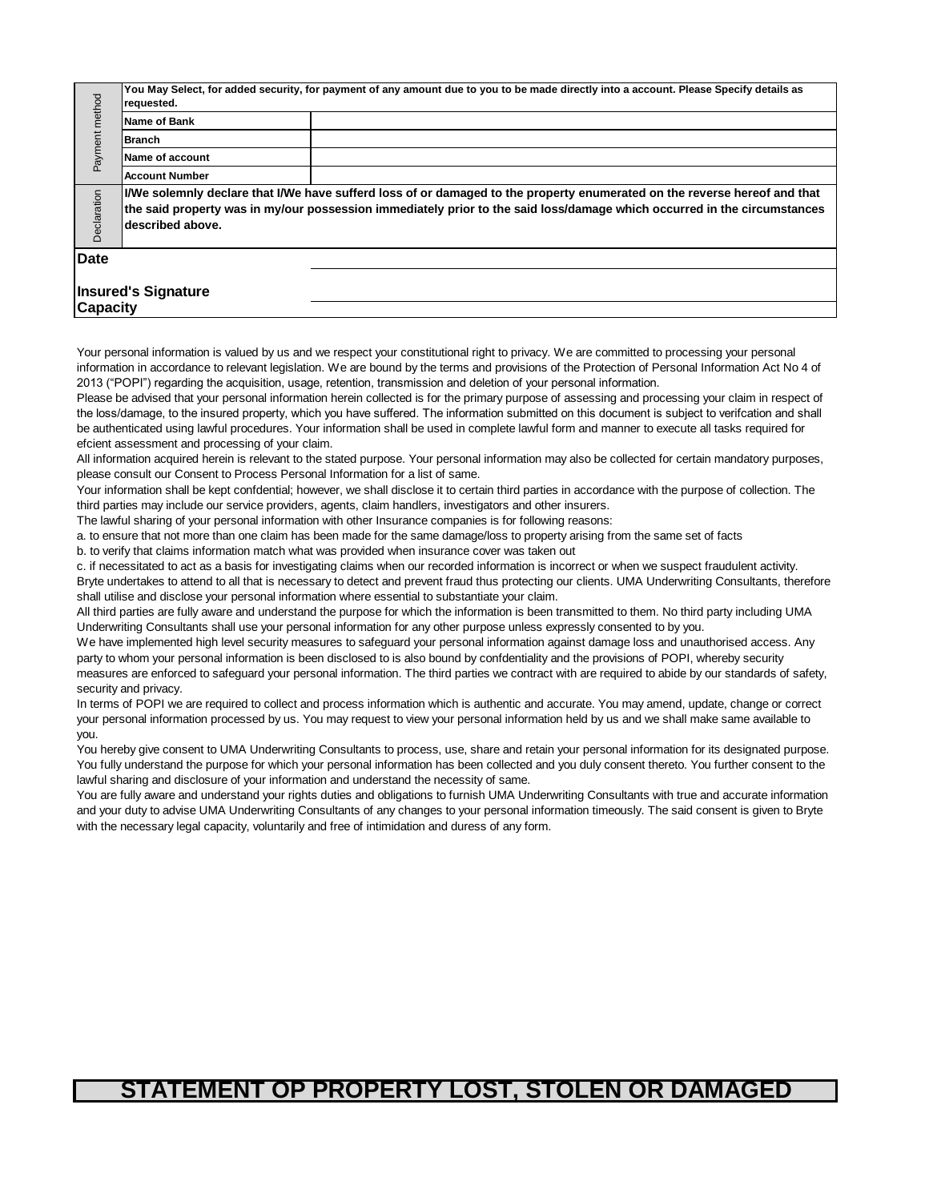| | | |
|---|---|---|
| Payment method | **You May Select, for added security, for payment of any amount due to you to be made directly into a account. Please Specify details as requested.** | |
| | **Name of Bank** | |
| | **Branch** | |
| | **Name of account** | |
| | **Account Number** | |
| Declaration | **I/We solemnly declare that I/We have sufferd loss of or damaged to the property enumerated on the reverse hereof and that the said property was in my/our possession immediately prior to the said loss/damage which occurred in the circumstances described above.** | |

| | |
|---|---|
| **Date** | |
| **Insured's Signature** | |
| **Capacity** | |

Your personal information is valued by us and we respect your constitutional right to privacy. We are committed to processing your personal information in accordance to relevant legislation. We are bound by the terms and provisions of the Protection of Personal Information Act No 4 of 2013 ("POPI") regarding the acquisition, usage, retention, transmission and deletion of your personal information.

Please be advised that your personal information herein collected is for the primary purpose of assessing and processing your claim in respect of the loss/damage, to the insured property, which you have suffered. The information submitted on this document is subject to verifcation and shall be authenticated using lawful procedures. Your information shall be used in complete lawful form and manner to execute all tasks required for efcient assessment and processing of your claim.

All information acquired herein is relevant to the stated purpose. Your personal information may also be collected for certain mandatory purposes, please consult our Consent to Process Personal Information for a list of same.

Your information shall be kept confdential; however, we shall disclose it to certain third parties in accordance with the purpose of collection. The third parties may include our service providers, agents, claim handlers, investigators and other insurers.

The lawful sharing of your personal information with other Insurance companies is for following reasons:

a. to ensure that not more than one claim has been made for the same damage/loss to property arising from the same set of facts

b. to verify that claims information match what was provided when insurance cover was taken out

c. if necessitated to act as a basis for investigating claims when our recorded information is incorrect or when we suspect fraudulent activity.

Bryte undertakes to attend to all that is necessary to detect and prevent fraud thus protecting our clients. UMA Underwriting Consultants, therefore shall utilise and disclose your personal information where essential to substantiate your claim.

All third parties are fully aware and understand the purpose for which the information is been transmitted to them. No third party including UMA Underwriting Consultants shall use your personal information for any other purpose unless expressly consented to by you.

We have implemented high level security measures to safeguard your personal information against damage loss and unauthorised access. Any party to whom your personal information is been disclosed to is also bound by confdentiality and the provisions of POPI, whereby security measures are enforced to safeguard your personal information. The third parties we contract with are required to abide by our standards of safety, security and privacy.

In terms of POPI we are required to collect and process information which is authentic and accurate. You may amend, update, change or correct your personal information processed by us. You may request to view your personal information held by us and we shall make same available to you.

You hereby give consent to UMA Underwriting Consultants to process, use, share and retain your personal information for its designated purpose. You fully understand the purpose for which your personal information has been collected and you duly consent thereto. You further consent to the lawful sharing and disclosure of your information and understand the necessity of same.

You are fully aware and understand your rights duties and obligations to furnish UMA Underwriting Consultants with true and accurate information and your duty to advise UMA Underwriting Consultants of any changes to your personal information timeously. The said consent is given to Bryte with the necessary legal capacity, voluntarily and free of intimidation and duress of any form.

# STATEMENT OP PROPERTY LOST, STOLEN OR DAMAGED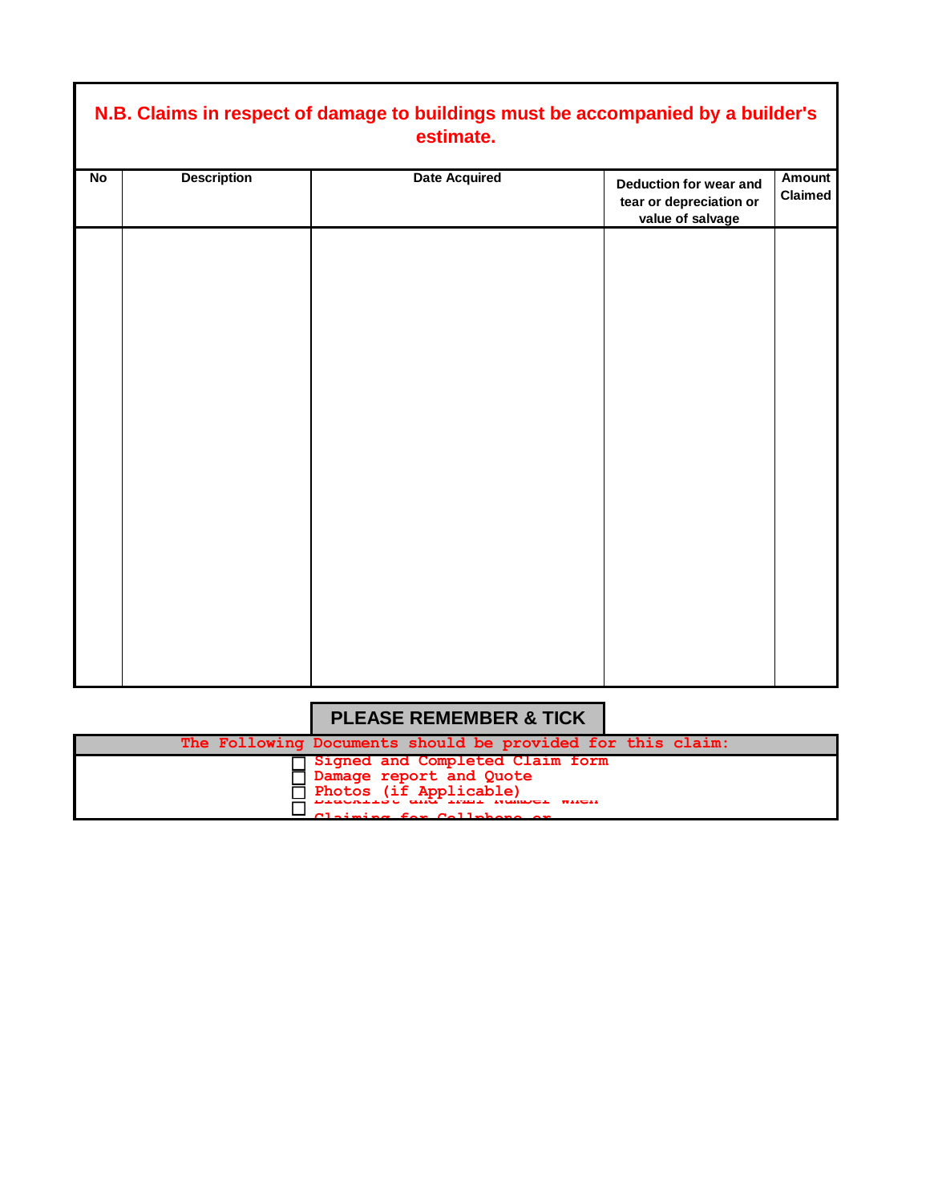**N.B. Claims in respect of damage to buildings must be accompanied by a builder's estimate.**

| No | Description | Date Acquired | Deduction for wear and tear or depreciation or value of salvage | Amount Claimed |
|---|---|---|---|---|
| | | | | |

**PLEASE REMEMBER & TICK**

**The Following Documents should be provided for this claim:**

- ☐ Signed and Completed Claim form
- ☐ Damage report and Quote
- ☐ Photos (if Applicable)
- ☐ Blacklist and IMEI Number when Claiming for Cellphone or